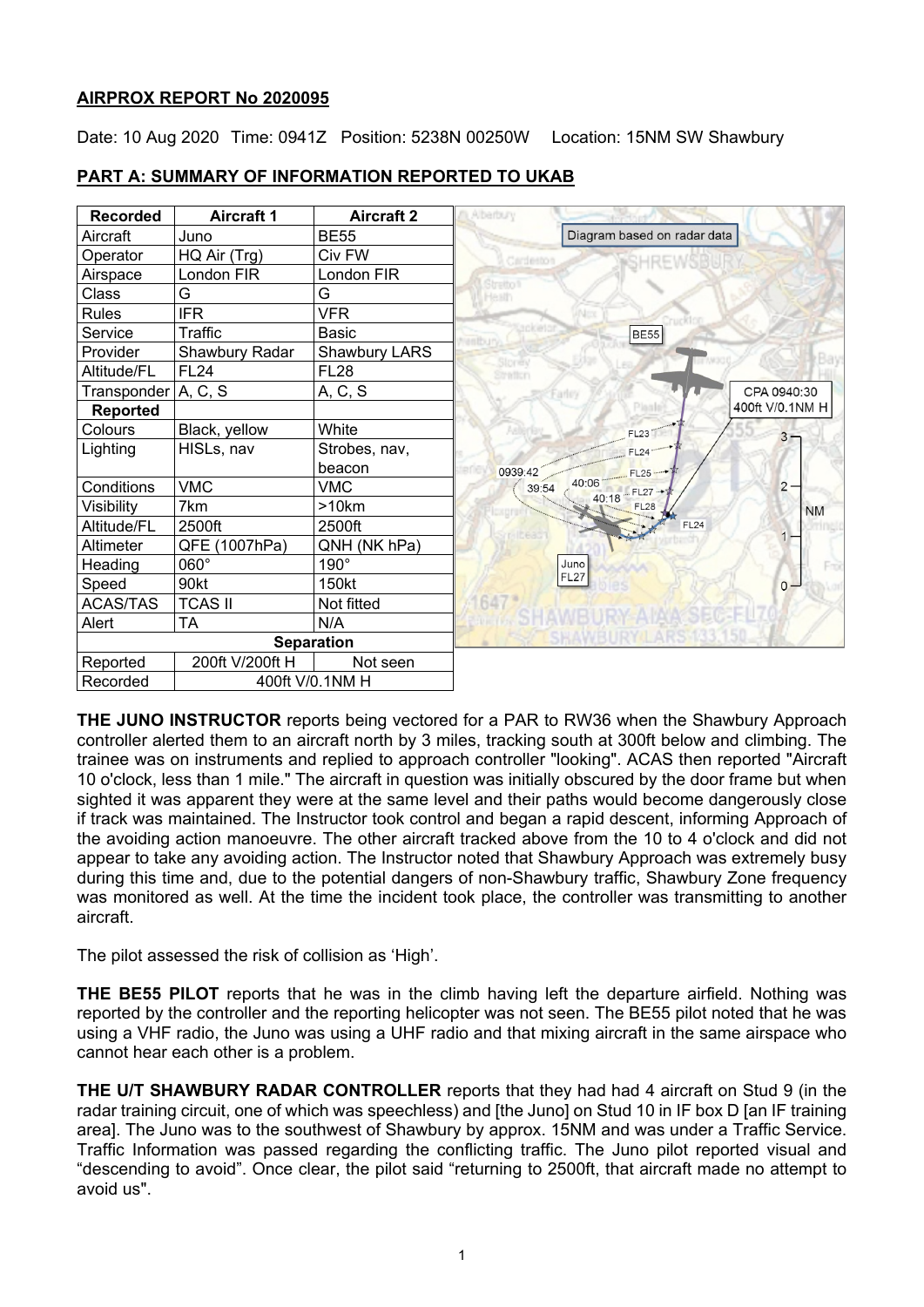**AIRPROX REPORT No 2020095**

Date: 10 Aug 2020 Time: 0941Z Position: 5238N 00250W Location: 15NM SW Shawbury

**PART A: SUMMARY OF INFORMATION REPORTED TO UKAB**

| Recorded | Aircraft 1 | Aircraft 2 |
|---|---|---|
| Aircraft | Juno | BE55 |
| Operator | HQ Air (Trg) | Civ FW |
| Airspace | London FIR | London FIR |
| Class | G | G |
| Rules | IFR | VFR |
| Service | Traffic | Basic |
| Provider | Shawbury Radar | Shawbury LARS |
| Altitude/FL | FL24 | FL28 |
| Transponder | A, C, S | A, C, S |
| **Reported** | | |
| Colours | Black, yellow | White |
| Lighting | HISLs, nav | Strobes, nav, beacon |
| Conditions | VMC | VMC |
| Visibility | 7km | >10km |
| Altitude/FL | 2500ft | 2500ft |
| Altimeter | QFE (1007hPa) | QNH (NK hPa) |
| Heading | 060° | 190° |
| Speed | 90kt | 150kt |
| ACAS/TAS | TCAS II | Not fitted |
| Alert | TA | N/A |
| **Separation** | | |
| Reported | 200ft V/200ft H | Not seen |
| Recorded | 400ft V/0.1NM H | |

**THE JUNO INSTRUCTOR** reports being vectored for a PAR to RW36 when the Shawbury Approach controller alerted them to an aircraft north by 3 miles, tracking south at 300ft below and climbing. The trainee was on instruments and replied to approach controller "looking". ACAS then reported "Aircraft 10 o'clock, less than 1 mile." The aircraft in question was initially obscured by the door frame but when sighted it was apparent they were at the same level and their paths would become dangerously close if track was maintained. The Instructor took control and began a rapid descent, informing Approach of the avoiding action manoeuvre. The other aircraft tracked above from the 10 to 4 o'clock and did not appear to take any avoiding action. The Instructor noted that Shawbury Approach was extremely busy during this time and, due to the potential dangers of non-Shawbury traffic, Shawbury Zone frequency was monitored as well. At the time the incident took place, the controller was transmitting to another aircraft.

The pilot assessed the risk of collision as 'High'.

**THE BE55 PILOT** reports that he was in the climb having left the departure airfield. Nothing was reported by the controller and the reporting helicopter was not seen. The BE55 pilot noted that he was using a VHF radio, the Juno was using a UHF radio and that mixing aircraft in the same airspace who cannot hear each other is a problem.

**THE U/T SHAWBURY RADAR CONTROLLER** reports that they had had 4 aircraft on Stud 9 (in the radar training circuit, one of which was speechless) and [the Juno] on Stud 10 in IF box D [an IF training area]. The Juno was to the southwest of Shawbury by approx. 15NM and was under a Traffic Service. Traffic Information was passed regarding the conflicting traffic. The Juno pilot reported visual and "descending to avoid". Once clear, the pilot said "returning to 2500ft, that aircraft made no attempt to avoid us".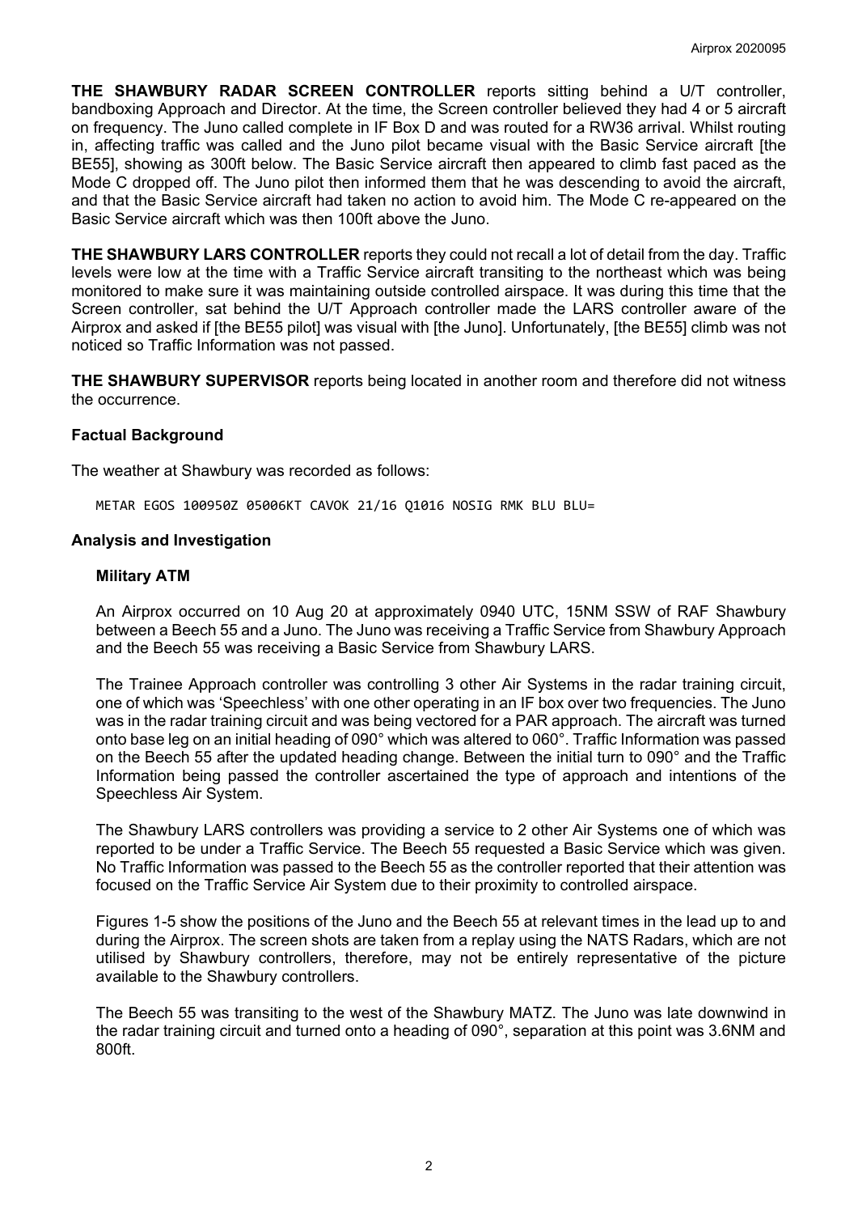**THE SHAWBURY RADAR SCREEN CONTROLLER** reports sitting behind a U/T controller, bandboxing Approach and Director. At the time, the Screen controller believed they had 4 or 5 aircraft on frequency. The Juno called complete in IF Box D and was routed for a RW36 arrival. Whilst routing in, affecting traffic was called and the Juno pilot became visual with the Basic Service aircraft [the BE55], showing as 300ft below. The Basic Service aircraft then appeared to climb fast paced as the Mode C dropped off. The Juno pilot then informed them that he was descending to avoid the aircraft, and that the Basic Service aircraft had taken no action to avoid him. The Mode C re-appeared on the Basic Service aircraft which was then 100ft above the Juno.

**THE SHAWBURY LARS CONTROLLER** reports they could not recall a lot of detail from the day. Traffic levels were low at the time with a Traffic Service aircraft transiting to the northeast which was being monitored to make sure it was maintaining outside controlled airspace. It was during this time that the Screen controller, sat behind the U/T Approach controller made the LARS controller aware of the Airprox and asked if [the BE55 pilot] was visual with [the Juno]. Unfortunately, [the BE55] climb was not noticed so Traffic Information was not passed.

**THE SHAWBURY SUPERVISOR** reports being located in another room and therefore did not witness the occurrence.

### Factual Background

The weather at Shawbury was recorded as follows:

```
METAR EGOS 100950Z 05006KT CAVOK 21/16 Q1016 NOSIG RMK BLU BLU=
```

### Analysis and Investigation

#### Military ATM

An Airprox occurred on 10 Aug 20 at approximately 0940 UTC, 15NM SSW of RAF Shawbury between a Beech 55 and a Juno. The Juno was receiving a Traffic Service from Shawbury Approach and the Beech 55 was receiving a Basic Service from Shawbury LARS.

The Trainee Approach controller was controlling 3 other Air Systems in the radar training circuit, one of which was 'Speechless' with one other operating in an IF box over two frequencies. The Juno was in the radar training circuit and was being vectored for a PAR approach. The aircraft was turned onto base leg on an initial heading of 090° which was altered to 060°. Traffic Information was passed on the Beech 55 after the updated heading change. Between the initial turn to 090° and the Traffic Information being passed the controller ascertained the type of approach and intentions of the Speechless Air System.

The Shawbury LARS controllers was providing a service to 2 other Air Systems one of which was reported to be under a Traffic Service. The Beech 55 requested a Basic Service which was given. No Traffic Information was passed to the Beech 55 as the controller reported that their attention was focused on the Traffic Service Air System due to their proximity to controlled airspace.

Figures 1-5 show the positions of the Juno and the Beech 55 at relevant times in the lead up to and during the Airprox. The screen shots are taken from a replay using the NATS Radars, which are not utilised by Shawbury controllers, therefore, may not be entirely representative of the picture available to the Shawbury controllers.

The Beech 55 was transiting to the west of the Shawbury MATZ. The Juno was late downwind in the radar training circuit and turned onto a heading of 090°, separation at this point was 3.6NM and 800ft.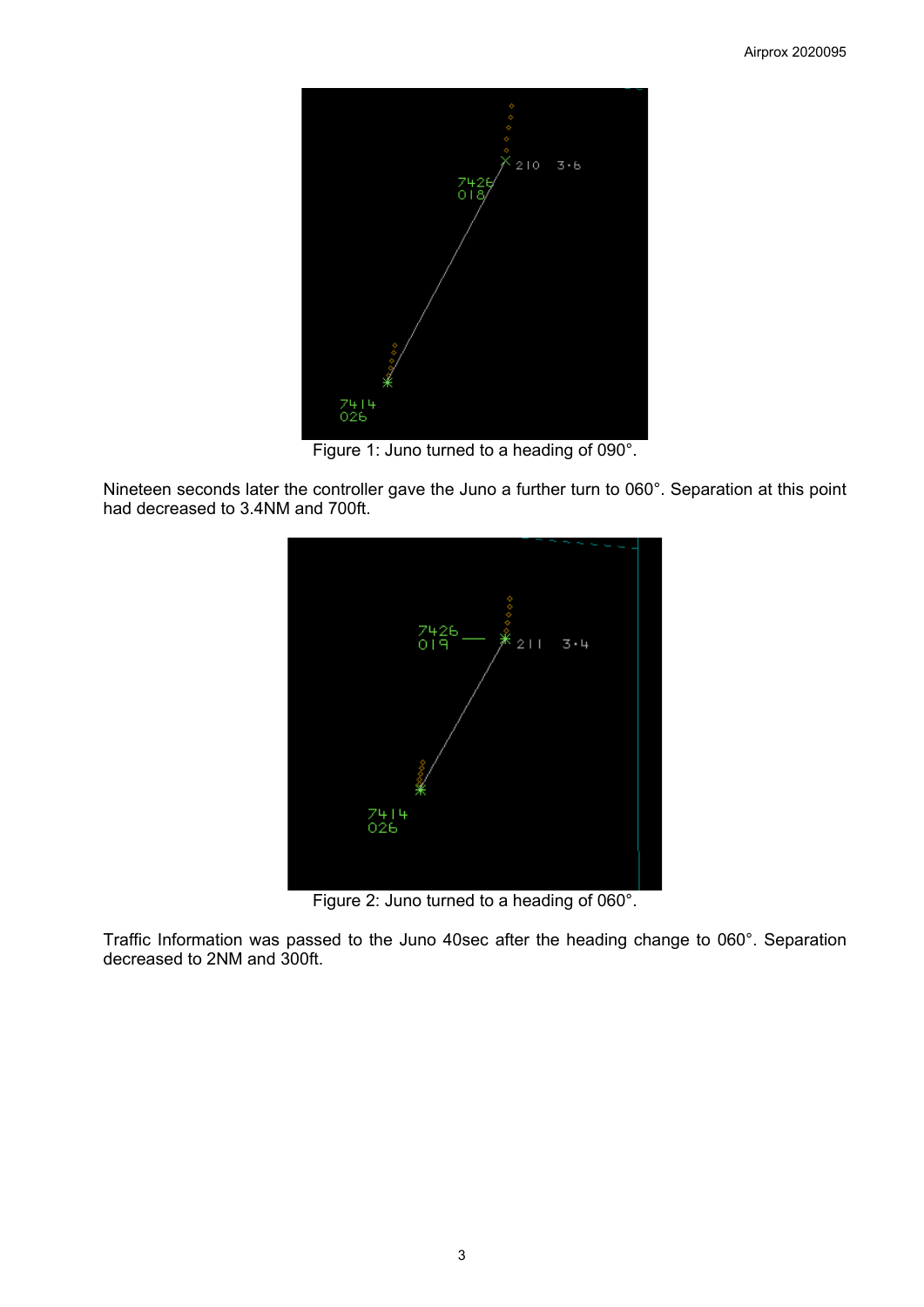Figure 1: Juno turned to a heading of 090°.

Nineteen seconds later the controller gave the Juno a further turn to 060°. Separation at this point had decreased to 3.4NM and 700ft.

Figure 2: Juno turned to a heading of 060°.

Traffic Information was passed to the Juno 40sec after the heading change to 060°. Separation decreased to 2NM and 300ft.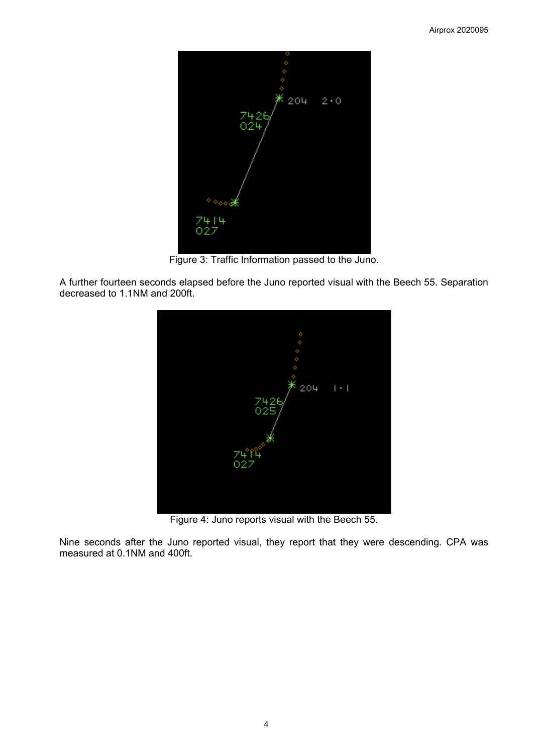Figure 3: Traffic Information passed to the Juno.

A further fourteen seconds elapsed before the Juno reported visual with the Beech 55. Separation decreased to 1.1NM and 200ft.

Figure 4: Juno reports visual with the Beech 55.

Nine seconds after the Juno reported visual, they report that they were descending. CPA was measured at 0.1NM and 400ft.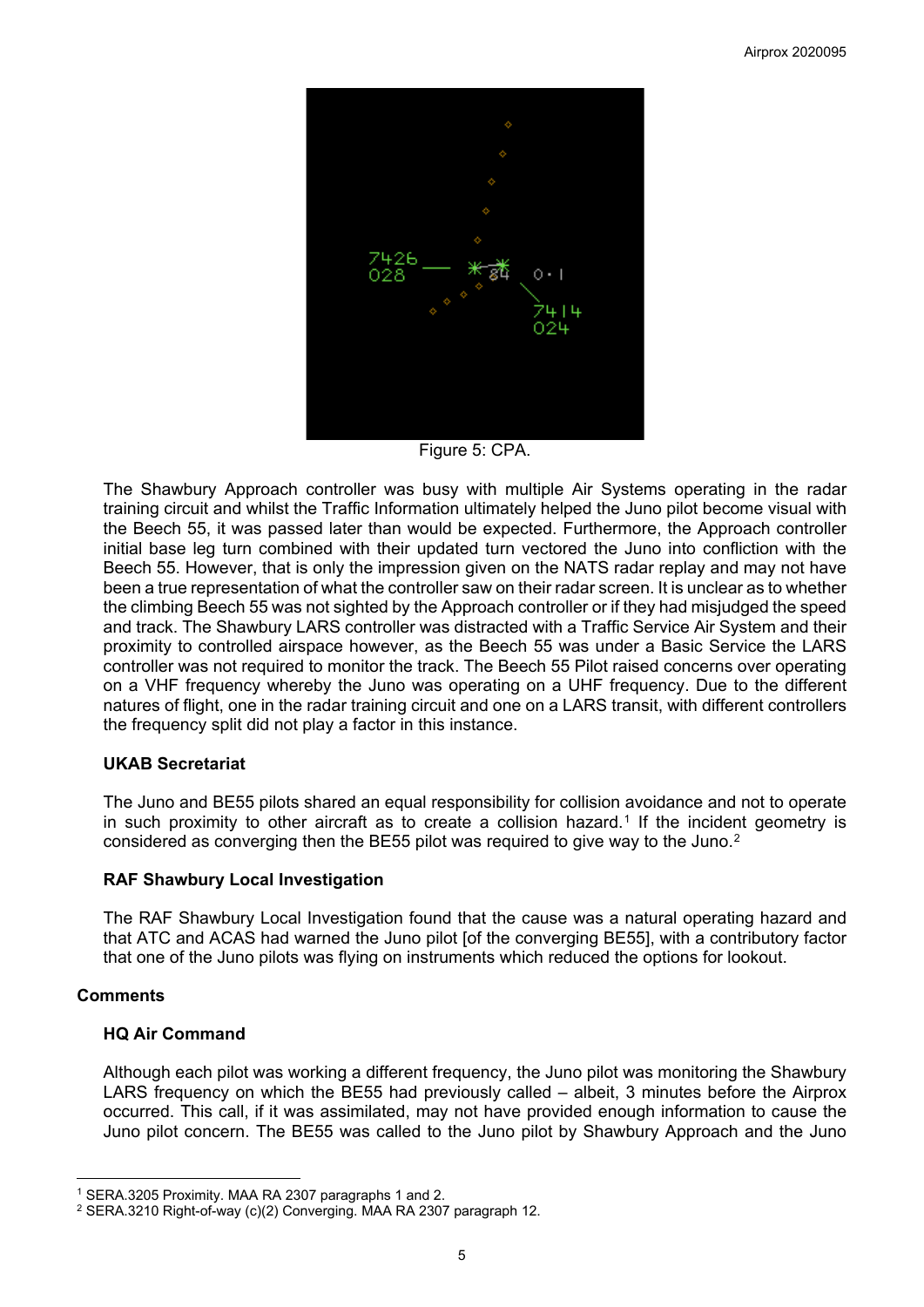Figure 5: CPA.

The Shawbury Approach controller was busy with multiple Air Systems operating in the radar training circuit and whilst the Traffic Information ultimately helped the Juno pilot become visual with the Beech 55, it was passed later than would be expected. Furthermore, the Approach controller initial base leg turn combined with their updated turn vectored the Juno into confliction with the Beech 55. However, that is only the impression given on the NATS radar replay and may not have been a true representation of what the controller saw on their radar screen. It is unclear as to whether the climbing Beech 55 was not sighted by the Approach controller or if they had misjudged the speed and track. The Shawbury LARS controller was distracted with a Traffic Service Air System and their proximity to controlled airspace however, as the Beech 55 was under a Basic Service the LARS controller was not required to monitor the track. The Beech 55 Pilot raised concerns over operating on a VHF frequency whereby the Juno was operating on a UHF frequency. Due to the different natures of flight, one in the radar training circuit and one on a LARS transit, with different controllers the frequency split did not play a factor in this instance.

**UKAB Secretariat**

The Juno and BE55 pilots shared an equal responsibility for collision avoidance and not to operate in such proximity to other aircraft as to create a collision hazard.[1] If the incident geometry is considered as converging then the BE55 pilot was required to give way to the Juno.[2]

**RAF Shawbury Local Investigation**

The RAF Shawbury Local Investigation found that the cause was a natural operating hazard and that ATC and ACAS had warned the Juno pilot [of the converging BE55], with a contributory factor that one of the Juno pilots was flying on instruments which reduced the options for lookout.

## Comments

**HQ Air Command**

Although each pilot was working a different frequency, the Juno pilot was monitoring the Shawbury LARS frequency on which the BE55 had previously called – albeit, 3 minutes before the Airprox occurred. This call, if it was assimilated, may not have provided enough information to cause the Juno pilot concern. The BE55 was called to the Juno pilot by Shawbury Approach and the Juno

---

[1] SERA.3205 Proximity. MAA RA 2307 paragraphs 1 and 2.

[2] SERA.3210 Right-of-way (c)(2) Converging. MAA RA 2307 paragraph 12.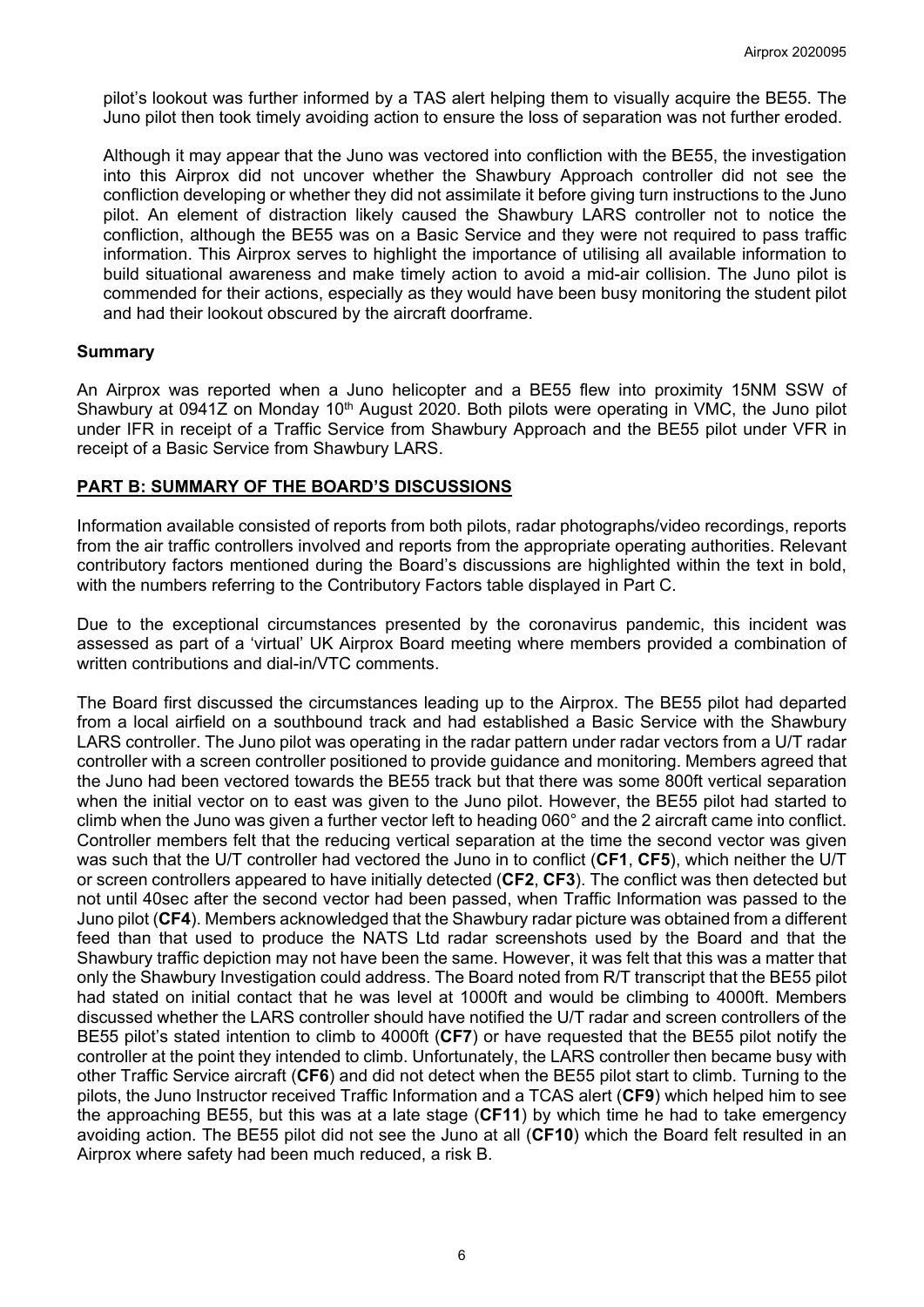pilot's lookout was further informed by a TAS alert helping them to visually acquire the BE55. The Juno pilot then took timely avoiding action to ensure the loss of separation was not further eroded.

Although it may appear that the Juno was vectored into confliction with the BE55, the investigation into this Airprox did not uncover whether the Shawbury Approach controller did not see the confliction developing or whether they did not assimilate it before giving turn instructions to the Juno pilot. An element of distraction likely caused the Shawbury LARS controller not to notice the confliction, although the BE55 was on a Basic Service and they were not required to pass traffic information. This Airprox serves to highlight the importance of utilising all available information to build situational awareness and make timely action to avoid a mid-air collision. The Juno pilot is commended for their actions, especially as they would have been busy monitoring the student pilot and had their lookout obscured by the aircraft doorframe.

## Summary

An Airprox was reported when a Juno helicopter and a BE55 flew into proximity 15NM SSW of Shawbury at 0941Z on Monday 10th August 2020. Both pilots were operating in VMC, the Juno pilot under IFR in receipt of a Traffic Service from Shawbury Approach and the BE55 pilot under VFR in receipt of a Basic Service from Shawbury LARS.

## PART B: SUMMARY OF THE BOARD'S DISCUSSIONS

Information available consisted of reports from both pilots, radar photographs/video recordings, reports from the air traffic controllers involved and reports from the appropriate operating authorities. Relevant contributory factors mentioned during the Board's discussions are highlighted within the text in bold, with the numbers referring to the Contributory Factors table displayed in Part C.

Due to the exceptional circumstances presented by the coronavirus pandemic, this incident was assessed as part of a 'virtual' UK Airprox Board meeting where members provided a combination of written contributions and dial-in/VTC comments.

The Board first discussed the circumstances leading up to the Airprox. The BE55 pilot had departed from a local airfield on a southbound track and had established a Basic Service with the Shawbury LARS controller. The Juno pilot was operating in the radar pattern under radar vectors from a U/T radar controller with a screen controller positioned to provide guidance and monitoring. Members agreed that the Juno had been vectored towards the BE55 track but that there was some 800ft vertical separation when the initial vector on to east was given to the Juno pilot. However, the BE55 pilot had started to climb when the Juno was given a further vector left to heading 060° and the 2 aircraft came into conflict. Controller members felt that the reducing vertical separation at the time the second vector was given was such that the U/T controller had vectored the Juno in to conflict (**CF1**, **CF5**), which neither the U/T or screen controllers appeared to have initially detected (**CF2**, **CF3**). The conflict was then detected but not until 40sec after the second vector had been passed, when Traffic Information was passed to the Juno pilot (**CF4**). Members acknowledged that the Shawbury radar picture was obtained from a different feed than that used to produce the NATS Ltd radar screenshots used by the Board and that the Shawbury traffic depiction may not have been the same. However, it was felt that this was a matter that only the Shawbury Investigation could address. The Board noted from R/T transcript that the BE55 pilot had stated on initial contact that he was level at 1000ft and would be climbing to 4000ft. Members discussed whether the LARS controller should have notified the U/T radar and screen controllers of the BE55 pilot's stated intention to climb to 4000ft (**CF7**) or have requested that the BE55 pilot notify the controller at the point they intended to climb. Unfortunately, the LARS controller then became busy with other Traffic Service aircraft (**CF6**) and did not detect when the BE55 pilot start to climb. Turning to the pilots, the Juno Instructor received Traffic Information and a TCAS alert (**CF9**) which helped him to see the approaching BE55, but this was at a late stage (**CF11**) by which time he had to take emergency avoiding action. The BE55 pilot did not see the Juno at all (**CF10**) which the Board felt resulted in an Airprox where safety had been much reduced, a risk B.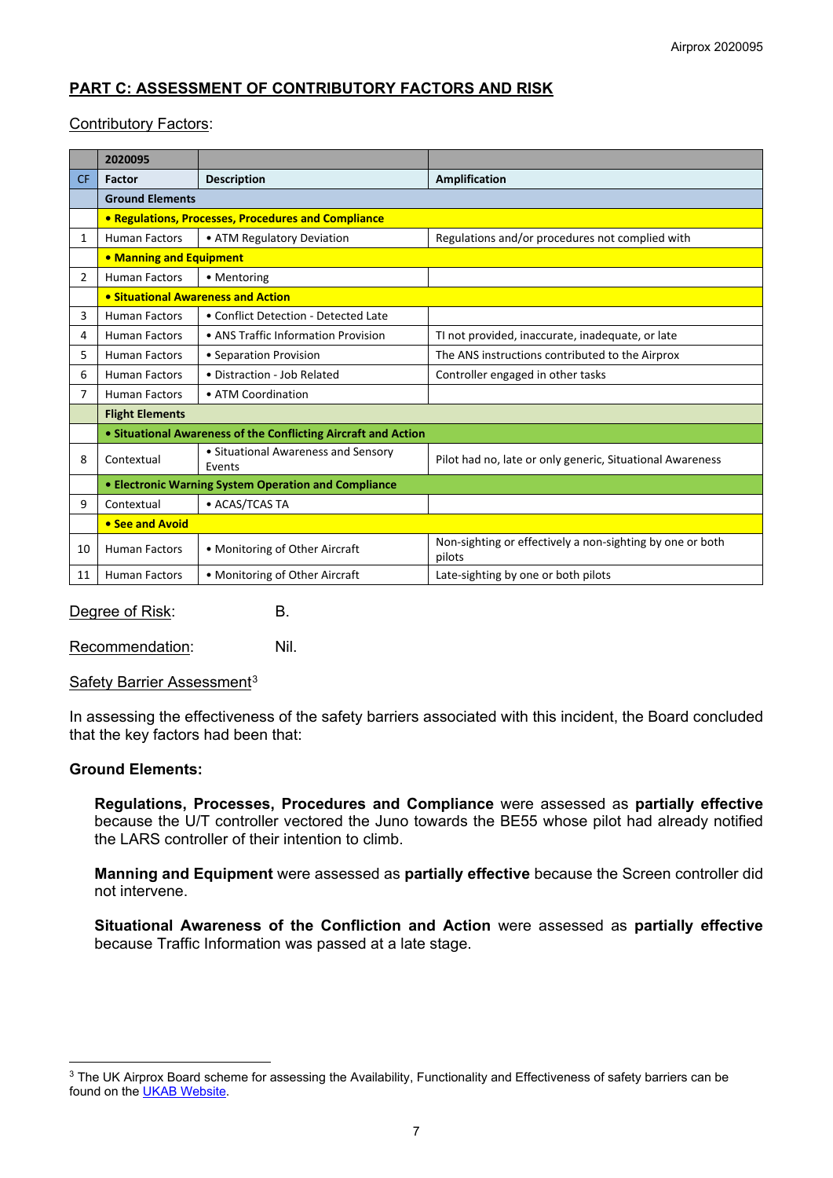## PART C: ASSESSMENT OF CONTRIBUTORY FACTORS AND RISK

Contributory Factors:

| | 2020095 | | |
|---|---|---|---|
| CF | Factor | Description | Amplification |
| | **Ground Elements** | | |
| | **• Regulations, Processes, Procedures and Compliance** | | |
| 1 | Human Factors | • ATM Regulatory Deviation | Regulations and/or procedures not complied with |
| | **• Manning and Equipment** | | |
| 2 | Human Factors | • Mentoring | |
| | **• Situational Awareness and Action** | | |
| 3 | Human Factors | • Conflict Detection - Detected Late | |
| 4 | Human Factors | • ANS Traffic Information Provision | TI not provided, inaccurate, inadequate, or late |
| 5 | Human Factors | • Separation Provision | The ANS instructions contributed to the Airprox |
| 6 | Human Factors | • Distraction - Job Related | Controller engaged in other tasks |
| 7 | Human Factors | • ATM Coordination | |
| | **Flight Elements** | | |
| | **• Situational Awareness of the Conflicting Aircraft and Action** | | |
| 8 | Contextual | • Situational Awareness and Sensory Events | Pilot had no, late or only generic, Situational Awareness |
| | **• Electronic Warning System Operation and Compliance** | | |
| 9 | Contextual | • ACAS/TCAS TA | |
| | **• See and Avoid** | | |
| 10 | Human Factors | • Monitoring of Other Aircraft | Non-sighting or effectively a non-sighting by one or both pilots |
| 11 | Human Factors | • Monitoring of Other Aircraft | Late-sighting by one or both pilots |

Degree of Risk: B.

Recommendation: Nil.

Safety Barrier Assessment[3]

In assessing the effectiveness of the safety barriers associated with this incident, the Board concluded that the key factors had been that:

**Ground Elements:**

**Regulations, Processes, Procedures and Compliance** were assessed as **partially effective** because the U/T controller vectored the Juno towards the BE55 whose pilot had already notified the LARS controller of their intention to climb.

**Manning and Equipment** were assessed as **partially effective** because the Screen controller did not intervene.

**Situational Awareness of the Confliction and Action** were assessed as **partially effective** because Traffic Information was passed at a late stage.

[3] The UK Airprox Board scheme for assessing the Availability, Functionality and Effectiveness of safety barriers can be found on the UKAB Website.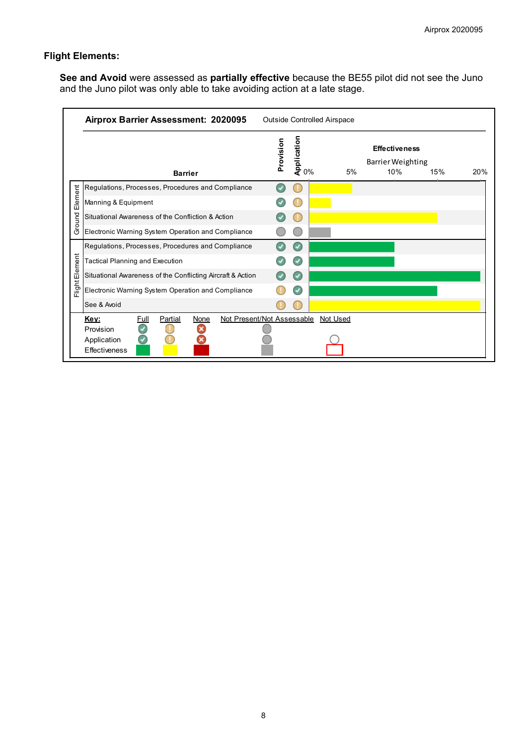## Flight Elements:

**See and Avoid** were assessed as **partially effective** because the BE55 pilot did not see the Juno and the Juno pilot was only able to take avoiding action at a late stage.

**Airprox Barrier Assessment: 2020095** Outside Controlled Airspace

Barrier

Provision

Application

Effectiveness

Barrier Weighting

0% 5% 10% 15% 20%

Ground Element

Regulations, Processes, Procedures and Compliance

Manning & Equipment

Situational Awareness of the Confliction & Action

Electronic Warning System Operation and Compliance

Flight Element

Regulations, Processes, Procedures and Compliance

Tactical Planning and Execution

Situational Awareness of the Conflicting Aircraft & Action

Electronic Warning System Operation and Compliance

See & Avoid

Key: Full Partial None Not Present/Not Assessable Not Used

Provision

Application

Effectiveness